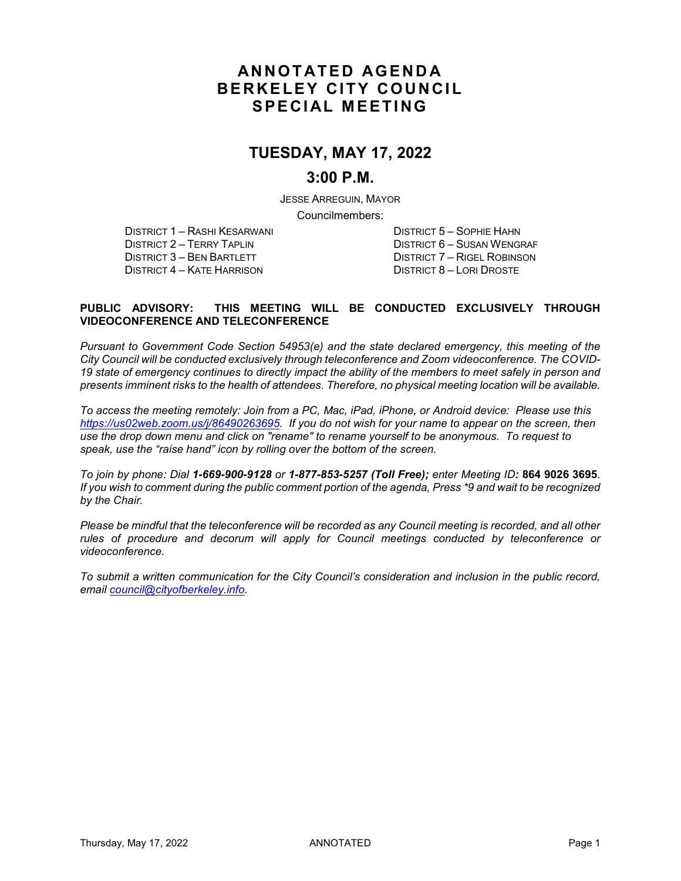# ANNOTATED AGENDA
# BERKELEY CITY COUNCIL
# SPECIAL MEETING

## TUESDAY, MAY 17, 2022

## 3:00 P.M.

JESSE ARREGUIN, MAYOR

Councilmembers:

DISTRICT 1 – RASHI KESARWANI
DISTRICT 2 – TERRY TAPLIN
DISTRICT 3 – BEN BARTLETT
DISTRICT 4 – KATE HARRISON
DISTRICT 5 – SOPHIE HAHN
DISTRICT 6 – SUSAN WENGRAF
DISTRICT 7 – RIGEL ROBINSON
DISTRICT 8 – LORI DROSTE

**PUBLIC ADVISORY: THIS MEETING WILL BE CONDUCTED EXCLUSIVELY THROUGH VIDEOCONFERENCE AND TELECONFERENCE**

*Pursuant to Government Code Section 54953(e) and the state declared emergency, this meeting of the City Council will be conducted exclusively through teleconference and Zoom videoconference. The COVID-19 state of emergency continues to directly impact the ability of the members to meet safely in person and presents imminent risks to the health of attendees. Therefore, no physical meeting location will be available.*

*To access the meeting remotely: Join from a PC, Mac, iPad, iPhone, or Android device: Please use this https://us02web.zoom.us/j/86490263695. If you do not wish for your name to appear on the screen, then use the drop down menu and click on "rename" to rename yourself to be anonymous. To request to speak, use the "raise hand" icon by rolling over the bottom of the screen.*

*To join by phone: Dial **1-669-900-9128** or **1-877-853-5257 (Toll Free);** enter Meeting ID:* **864 9026 3695**. *If you wish to comment during the public comment portion of the agenda, Press \*9 and wait to be recognized by the Chair.*

*Please be mindful that the teleconference will be recorded as any Council meeting is recorded, and all other rules of procedure and decorum will apply for Council meetings conducted by teleconference or videoconference.*

*To submit a written communication for the City Council's consideration and inclusion in the public record, email council@cityofberkeley.info.*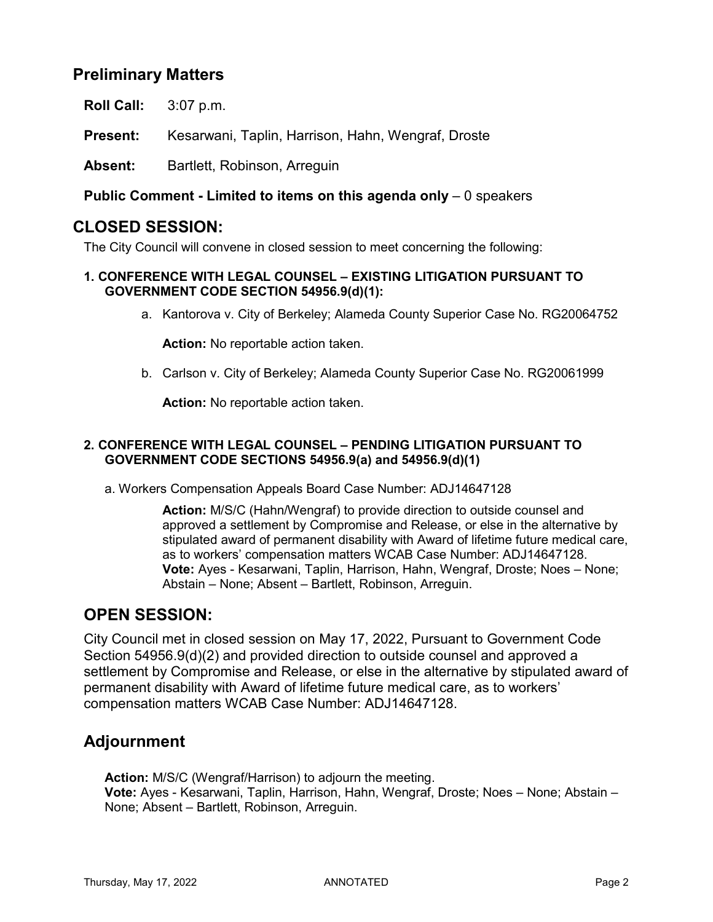## Preliminary Matters

**Roll Call:** 3:07 p.m.

**Present:** Kesarwani, Taplin, Harrison, Hahn, Wengraf, Droste

**Absent:** Bartlett, Robinson, Arreguin

**Public Comment - Limited to items on this agenda only** – 0 speakers

## CLOSED SESSION:

The City Council will convene in closed session to meet concerning the following:

**1. CONFERENCE WITH LEGAL COUNSEL – EXISTING LITIGATION PURSUANT TO GOVERNMENT CODE SECTION 54956.9(d)(1):**

a. Kantorova v. City of Berkeley; Alameda County Superior Case No. RG20064752

**Action:** No reportable action taken.

b. Carlson v. City of Berkeley; Alameda County Superior Case No. RG20061999

**Action:** No reportable action taken.

**2. CONFERENCE WITH LEGAL COUNSEL – PENDING LITIGATION PURSUANT TO GOVERNMENT CODE SECTIONS 54956.9(a) and 54956.9(d)(1)**

a. Workers Compensation Appeals Board Case Number: ADJ14647128

**Action:** M/S/C (Hahn/Wengraf) to provide direction to outside counsel and approved a settlement by Compromise and Release, or else in the alternative by stipulated award of permanent disability with Award of lifetime future medical care, as to workers' compensation matters WCAB Case Number: ADJ14647128.
**Vote:** Ayes - Kesarwani, Taplin, Harrison, Hahn, Wengraf, Droste; Noes – None; Abstain – None; Absent – Bartlett, Robinson, Arreguin.

## OPEN SESSION:

City Council met in closed session on May 17, 2022, Pursuant to Government Code Section 54956.9(d)(2) and provided direction to outside counsel and approved a settlement by Compromise and Release, or else in the alternative by stipulated award of permanent disability with Award of lifetime future medical care, as to workers' compensation matters WCAB Case Number: ADJ14647128.

## Adjournment

**Action:** M/S/C (Wengraf/Harrison) to adjourn the meeting.
**Vote:** Ayes - Kesarwani, Taplin, Harrison, Hahn, Wengraf, Droste; Noes – None; Abstain – None; Absent – Bartlett, Robinson, Arreguin.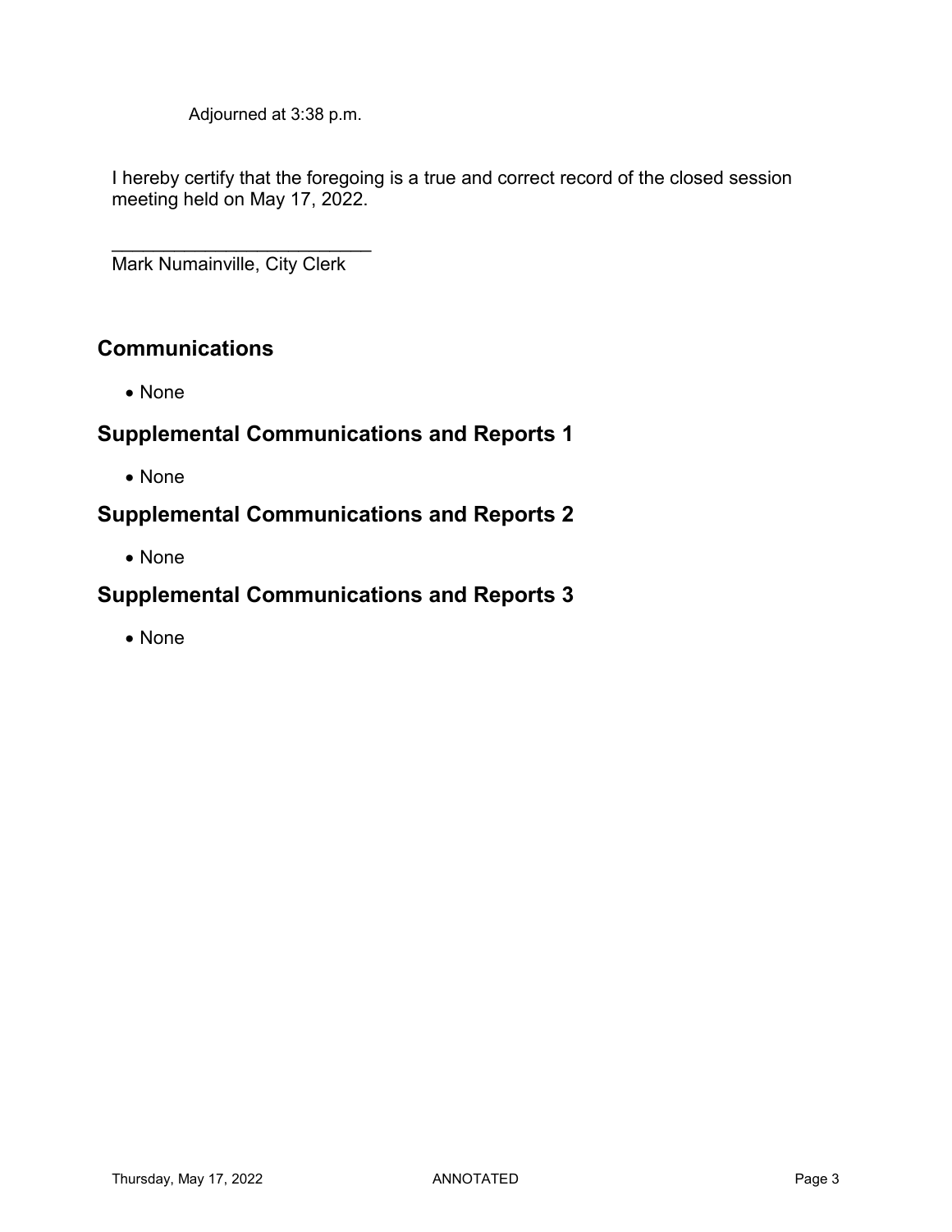Adjourned at 3:38 p.m.

I hereby certify that the foregoing is a true and correct record of the closed session meeting held on May 17, 2022.

_________________________
Mark Numainville, City Clerk

## Communications

- None

## Supplemental Communications and Reports 1

- None

## Supplemental Communications and Reports 2

- None

## Supplemental Communications and Reports 3

- None